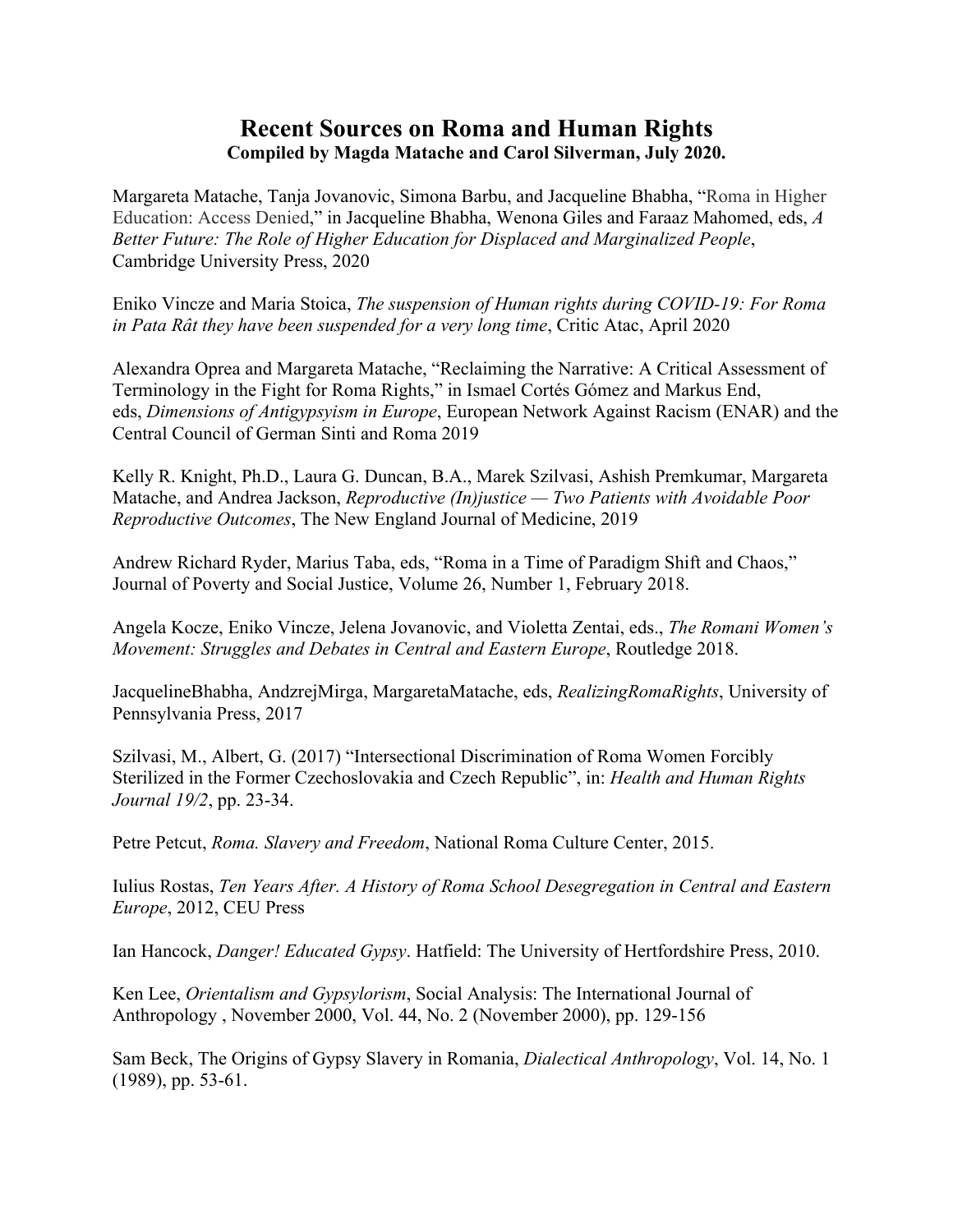# Recent Sources on Roma and Human Rights

**Compiled by Magda Matache and Carol Silverman, July 2020.**

Margareta Matache, Tanja Jovanovic, Simona Barbu, and Jacqueline Bhabha, "Roma in Higher Education: Access Denied," in Jacqueline Bhabha, Wenona Giles and Faraaz Mahomed, eds, *A Better Future: The Role of Higher Education for Displaced and Marginalized People*, Cambridge University Press, 2020

Eniko Vincze and Maria Stoica, *The suspension of Human rights during COVID-19: For Roma in Pata Rât they have been suspended for a very long time*, Critic Atac, April 2020

Alexandra Oprea and Margareta Matache, "Reclaiming the Narrative: A Critical Assessment of Terminology in the Fight for Roma Rights," in Ismael Cortés Gómez and Markus End, eds, *Dimensions of Antigypsyism in Europe*, European Network Against Racism (ENAR) and the Central Council of German Sinti and Roma 2019

Kelly R. Knight, Ph.D., Laura G. Duncan, B.A., Marek Szilvasi, Ashish Premkumar, Margareta Matache, and Andrea Jackson, *Reproductive (In)justice — Two Patients with Avoidable Poor Reproductive Outcomes*, The New England Journal of Medicine, 2019

Andrew Richard Ryder, Marius Taba, eds, "Roma in a Time of Paradigm Shift and Chaos," Journal of Poverty and Social Justice, Volume 26, Number 1, February 2018.

Angela Kocze, Eniko Vincze, Jelena Jovanovic, and Violetta Zentai, eds., *The Romani Women's Movement: Struggles and Debates in Central and Eastern Europe*, Routledge 2018.

JacquelineBhabha, AndzrejMirga, MargaretaMatache, eds, *RealizingRomaRights*, University of Pennsylvania Press, 2017

Szilvasi, M., Albert, G. (2017) "Intersectional Discrimination of Roma Women Forcibly Sterilized in the Former Czechoslovakia and Czech Republic", in: *Health and Human Rights Journal 19/2*, pp. 23-34.

Petre Petcut, *Roma. Slavery and Freedom*, National Roma Culture Center, 2015.

Iulius Rostas, *Ten Years After. A History of Roma School Desegregation in Central and Eastern Europe*, 2012, CEU Press

Ian Hancock, *Danger! Educated Gypsy*. Hatfield: The University of Hertfordshire Press, 2010.

Ken Lee, *Orientalism and Gypsylorism*, Social Analysis: The International Journal of Anthropology , November 2000, Vol. 44, No. 2 (November 2000), pp. 129-156

Sam Beck, The Origins of Gypsy Slavery in Romania, *Dialectical Anthropology*, Vol. 14, No. 1 (1989), pp. 53-61.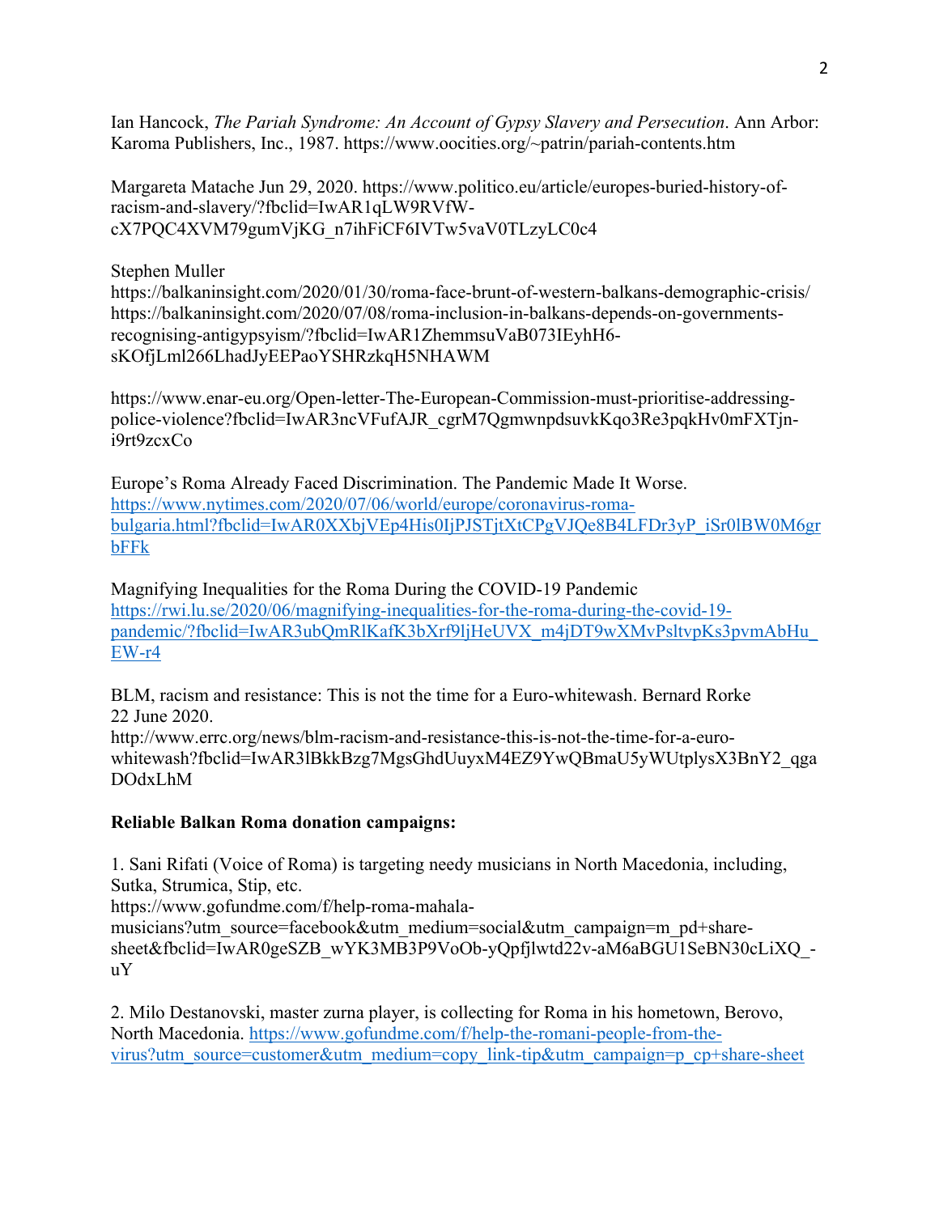Ian Hancock, *The Pariah Syndrome: An Account of Gypsy Slavery and Persecution*. Ann Arbor: Karoma Publishers, Inc., 1987. https://www.oocities.org/~patrin/pariah-contents.htm

Margareta Matache Jun 29, 2020. https://www.politico.eu/article/europes-buried-history-of-racism-and-slavery/?fbclid=IwAR1qLW9RVfW-cX7PQC4XVM79gumVjKG_n7ihFiCF6IVTw5vaV0TLzyLC0c4

Stephen Muller
https://balkaninsight.com/2020/01/30/roma-face-brunt-of-western-balkans-demographic-crisis/
https://balkaninsight.com/2020/07/08/roma-inclusion-in-balkans-depends-on-governments-recognising-antigypsyism/?fbclid=IwAR1ZhemmsuVaB073IEyhH6-sKOfjLml266LhadJyEEPaoYSHRzkqH5NHAWM

https://www.enar-eu.org/Open-letter-The-European-Commission-must-prioritise-addressing-police-violence?fbclid=IwAR3ncVFufAJR_cgrM7QgmwnpdsuvkKqo3Re3pqkHv0mFXTjn-i9rt9zcxCo

Europe's Roma Already Faced Discrimination. The Pandemic Made It Worse.
https://www.nytimes.com/2020/07/06/world/europe/coronavirus-roma-bulgaria.html?fbclid=IwAR0XXbjVEp4His0IjPJSTjtXtCPgVJQe8B4LFDr3yP_iSr0lBW0M6grbFFk

Magnifying Inequalities for the Roma During the COVID-19 Pandemic
https://rwi.lu.se/2020/06/magnifying-inequalities-for-the-roma-during-the-covid-19-pandemic/?fbclid=IwAR3ubQmRlKafK3bXrf9ljHeUVX_m4jDT9wXMvPsltvpKs3pvmAbHu_EW-r4

BLM, racism and resistance: This is not the time for a Euro-whitewash. Bernard Rorke
22 June 2020.
http://www.errc.org/news/blm-racism-and-resistance-this-is-not-the-time-for-a-euro-whitewash?fbclid=IwAR3lBkkBzg7MgsGhdUuyxM4EZ9YwQBmaU5yWUtplysX3BnY2_qgaDOdxLhM

**Reliable Balkan Roma donation campaigns:**

1. Sani Rifati (Voice of Roma) is targeting needy musicians in North Macedonia, including, Sutka, Strumica, Stip, etc.
https://www.gofundme.com/f/help-roma-mahala-musicians?utm_source=facebook&utm_medium=social&utm_campaign=m_pd+share-sheet&fbclid=IwAR0geSZB_wYK3MB3P9VoOb-yQpfjlwtd22v-aM6aBGU1SeBN30cLiXQ_-uY

2. Milo Destanovski, master zurna player, is collecting for Roma in his hometown, Berovo, North Macedonia. https://www.gofundme.com/f/help-the-romani-people-from-the-virus?utm_source=customer&utm_medium=copy_link-tip&utm_campaign=p_cp+share-sheet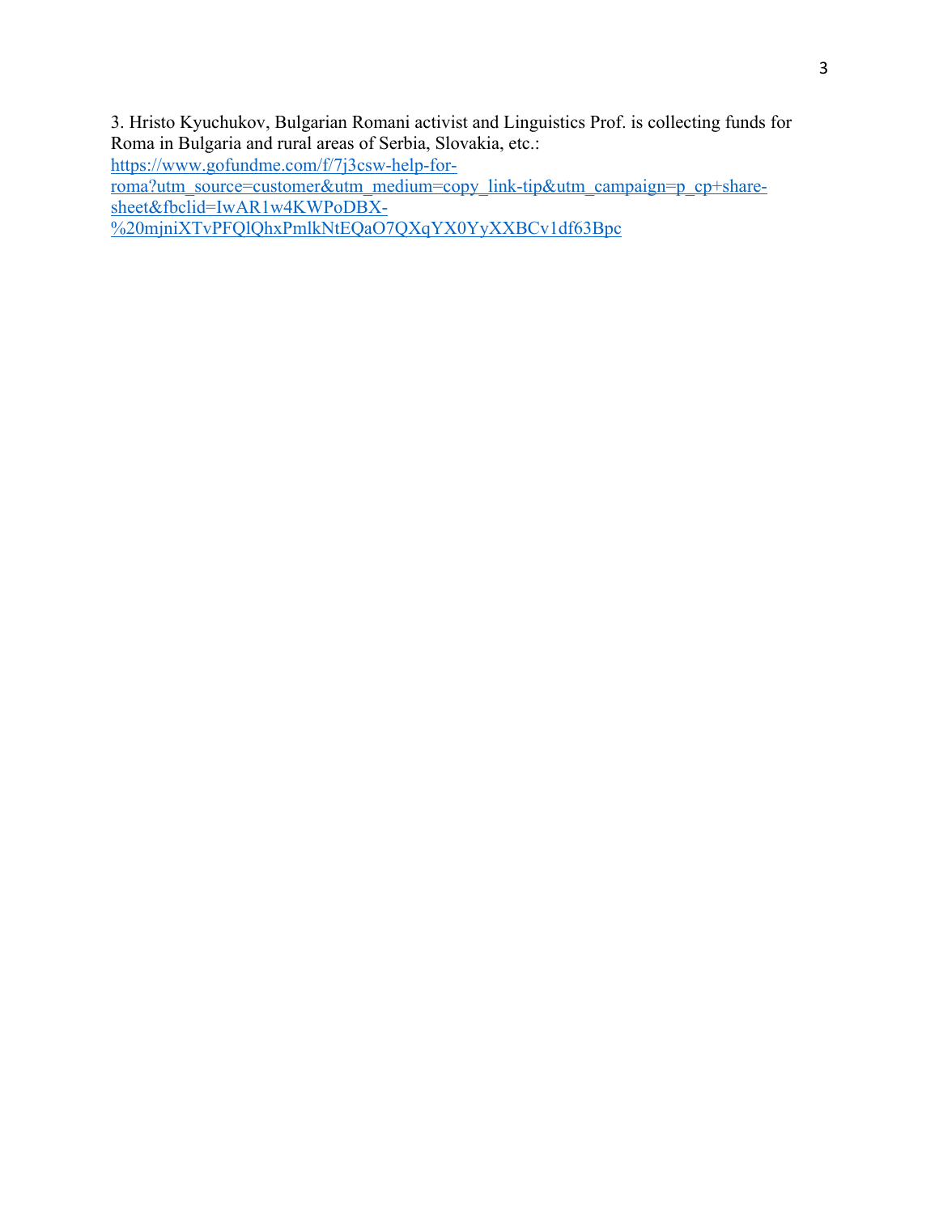3. Hristo Kyuchukov, Bulgarian Romani activist and Linguistics Prof. is collecting funds for Roma in Bulgaria and rural areas of Serbia, Slovakia, etc.: https://www.gofundme.com/f/7j3csw-help-for-roma?utm_source=customer&utm_medium=copy_link-tip&utm_campaign=p_cp+share-sheet&fbclid=IwAR1w4KWPoDBX-%20mjniXTvPFQlQhxPmlkNtEQaO7QXqYX0YyXXBCv1df63Bpc